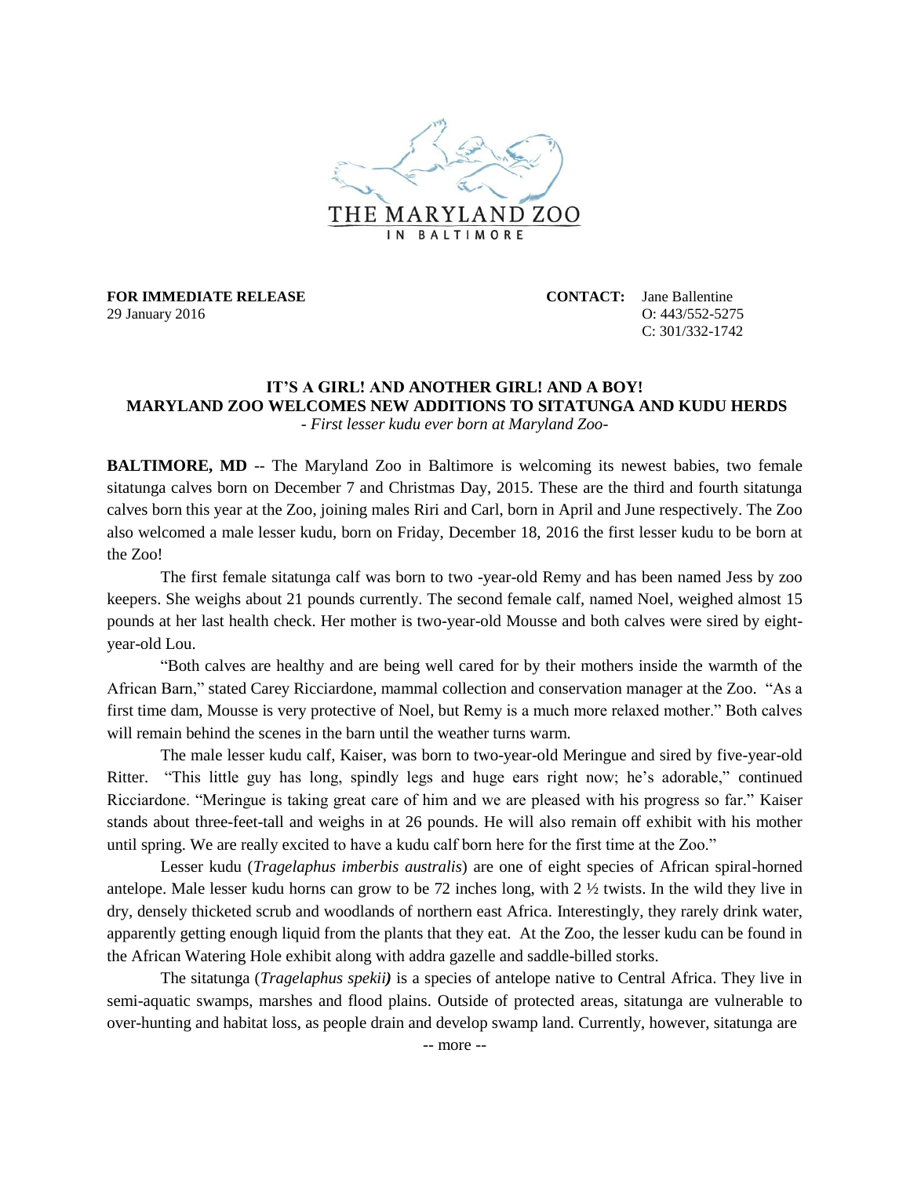THE MARYLAND ZOO
IN BALTIMORE

**FOR IMMEDIATE RELEASE**
29 January 2016

**CONTACT:** Jane Ballentine
O: 443/552-5275
C: 301/332-1742

## IT'S A GIRL! AND ANOTHER GIRL! AND A BOY!
## MARYLAND ZOO WELCOMES NEW ADDITIONS TO SITATUNGA AND KUDU HERDS

*- First lesser kudu ever born at Maryland Zoo-*

**BALTIMORE, MD** -- The Maryland Zoo in Baltimore is welcoming its newest babies, two female sitatunga calves born on December 7 and Christmas Day, 2015. These are the third and fourth sitatunga calves born this year at the Zoo, joining males Riri and Carl, born in April and June respectively. The Zoo also welcomed a male lesser kudu, born on Friday, December 18, 2016 the first lesser kudu to be born at the Zoo!

The first female sitatunga calf was born to two -year-old Remy and has been named Jess by zoo keepers. She weighs about 21 pounds currently. The second female calf, named Noel, weighed almost 15 pounds at her last health check. Her mother is two-year-old Mousse and both calves were sired by eight-year-old Lou.

"Both calves are healthy and are being well cared for by their mothers inside the warmth of the African Barn," stated Carey Ricciardone, mammal collection and conservation manager at the Zoo. "As a first time dam, Mousse is very protective of Noel, but Remy is a much more relaxed mother." Both calves will remain behind the scenes in the barn until the weather turns warm.

The male lesser kudu calf, Kaiser, was born to two-year-old Meringue and sired by five-year-old Ritter. "This little guy has long, spindly legs and huge ears right now; he's adorable," continued Ricciardone. "Meringue is taking great care of him and we are pleased with his progress so far." Kaiser stands about three-feet-tall and weighs in at 26 pounds. He will also remain off exhibit with his mother until spring. We are really excited to have a kudu calf born here for the first time at the Zoo."

Lesser kudu (*Tragelaphus imberbis australis*) are one of eight species of African spiral-horned antelope. Male lesser kudu horns can grow to be 72 inches long, with 2 ½ twists. In the wild they live in dry, densely thicketed scrub and woodlands of northern east Africa. Interestingly, they rarely drink water, apparently getting enough liquid from the plants that they eat. At the Zoo, the lesser kudu can be found in the African Watering Hole exhibit along with addra gazelle and saddle-billed storks.

The sitatunga (*Tragelaphus spekii***)** is a species of antelope native to Central Africa. They live in semi-aquatic swamps, marshes and flood plains. Outside of protected areas, sitatunga are vulnerable to over-hunting and habitat loss, as people drain and develop swamp land. Currently, however, sitatunga are

-- more --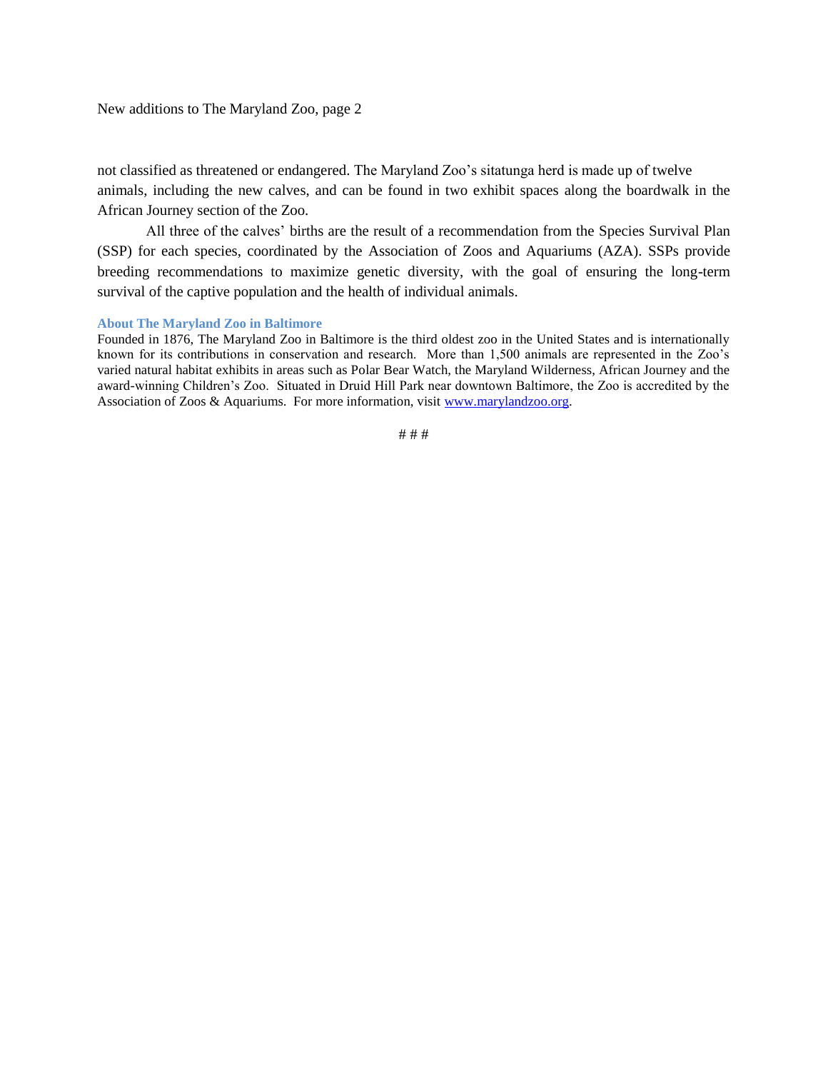not classified as threatened or endangered. The Maryland Zoo's sitatunga herd is made up of twelve animals, including the new calves, and can be found in two exhibit spaces along the boardwalk in the African Journey section of the Zoo.

All three of the calves' births are the result of a recommendation from the Species Survival Plan (SSP) for each species, coordinated by the Association of Zoos and Aquariums (AZA). SSPs provide breeding recommendations to maximize genetic diversity, with the goal of ensuring the long-term survival of the captive population and the health of individual animals.

**About The Maryland Zoo in Baltimore**

Founded in 1876, The Maryland Zoo in Baltimore is the third oldest zoo in the United States and is internationally known for its contributions in conservation and research. More than 1,500 animals are represented in the Zoo's varied natural habitat exhibits in areas such as Polar Bear Watch, the Maryland Wilderness, African Journey and the award-winning Children's Zoo. Situated in Druid Hill Park near downtown Baltimore, the Zoo is accredited by the Association of Zoos & Aquariums. For more information, visit [www.marylandzoo.org](http://www.marylandzoo.org).

# # #